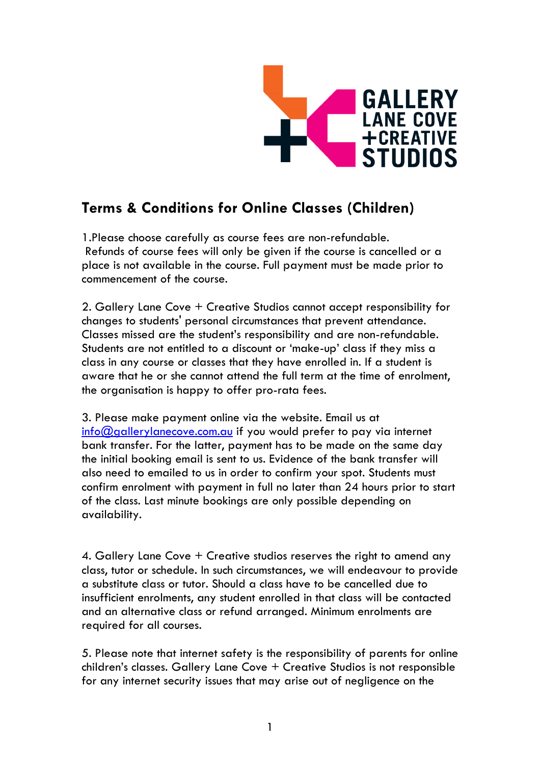# Terms & Conditions for Online Classes (Children)

1.Please choose carefully as course fees are non-refundable.
Refunds of course fees will only be given if the course is cancelled or a place is not available in the course. Full payment must be made prior to commencement of the course.

2. Gallery Lane Cove + Creative Studios cannot accept responsibility for changes to students' personal circumstances that prevent attendance. Classes missed are the student's responsibility and are non-refundable. Students are not entitled to a discount or 'make-up' class if they miss a class in any course or classes that they have enrolled in. If a student is aware that he or she cannot attend the full term at the time of enrolment, the organisation is happy to offer pro-rata fees.

3. Please make payment online via the website. Email us at info@gallerylanecove.com.au if you would prefer to pay via internet bank transfer. For the latter, payment has to be made on the same day the initial booking email is sent to us. Evidence of the bank transfer will also need to emailed to us in order to confirm your spot. Students must confirm enrolment with payment in full no later than 24 hours prior to start of the class. Last minute bookings are only possible depending on availability.

4. Gallery Lane Cove + Creative studios reserves the right to amend any class, tutor or schedule. In such circumstances, we will endeavour to provide a substitute class or tutor. Should a class have to be cancelled due to insufficient enrolments, any student enrolled in that class will be contacted and an alternative class or refund arranged. Minimum enrolments are required for all courses.

5. Please note that internet safety is the responsibility of parents for online children's classes. Gallery Lane Cove + Creative Studios is not responsible for any internet security issues that may arise out of negligence on the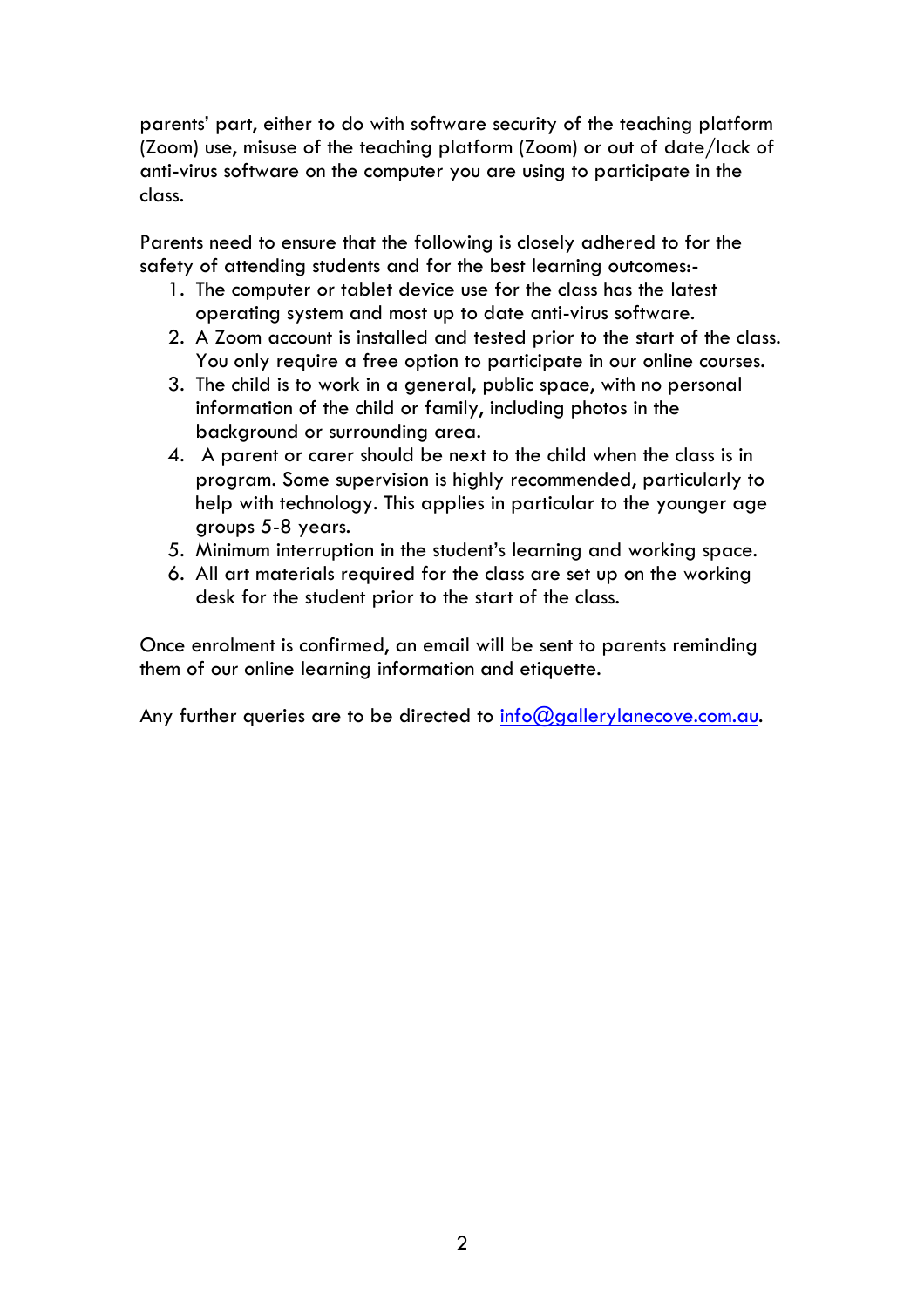parents' part, either to do with software security of the teaching platform (Zoom) use, misuse of the teaching platform (Zoom) or out of date/lack of anti-virus software on the computer you are using to participate in the class.

Parents need to ensure that the following is closely adhered to for the safety of attending students and for the best learning outcomes:-

1. The computer or tablet device use for the class has the latest operating system and most up to date anti-virus software.
2. A Zoom account is installed and tested prior to the start of the class. You only require a free option to participate in our online courses.
3. The child is to work in a general, public space, with no personal information of the child or family, including photos in the background or surrounding area.
4. A parent or carer should be next to the child when the class is in program. Some supervision is highly recommended, particularly to help with technology. This applies in particular to the younger age groups 5-8 years.
5. Minimum interruption in the student's learning and working space.
6. All art materials required for the class are set up on the working desk for the student prior to the start of the class.

Once enrolment is confirmed, an email will be sent to parents reminding them of our online learning information and etiquette.

Any further queries are to be directed to [info@gallerylanecove.com.au](mailto:info@gallerylanecove.com.au).